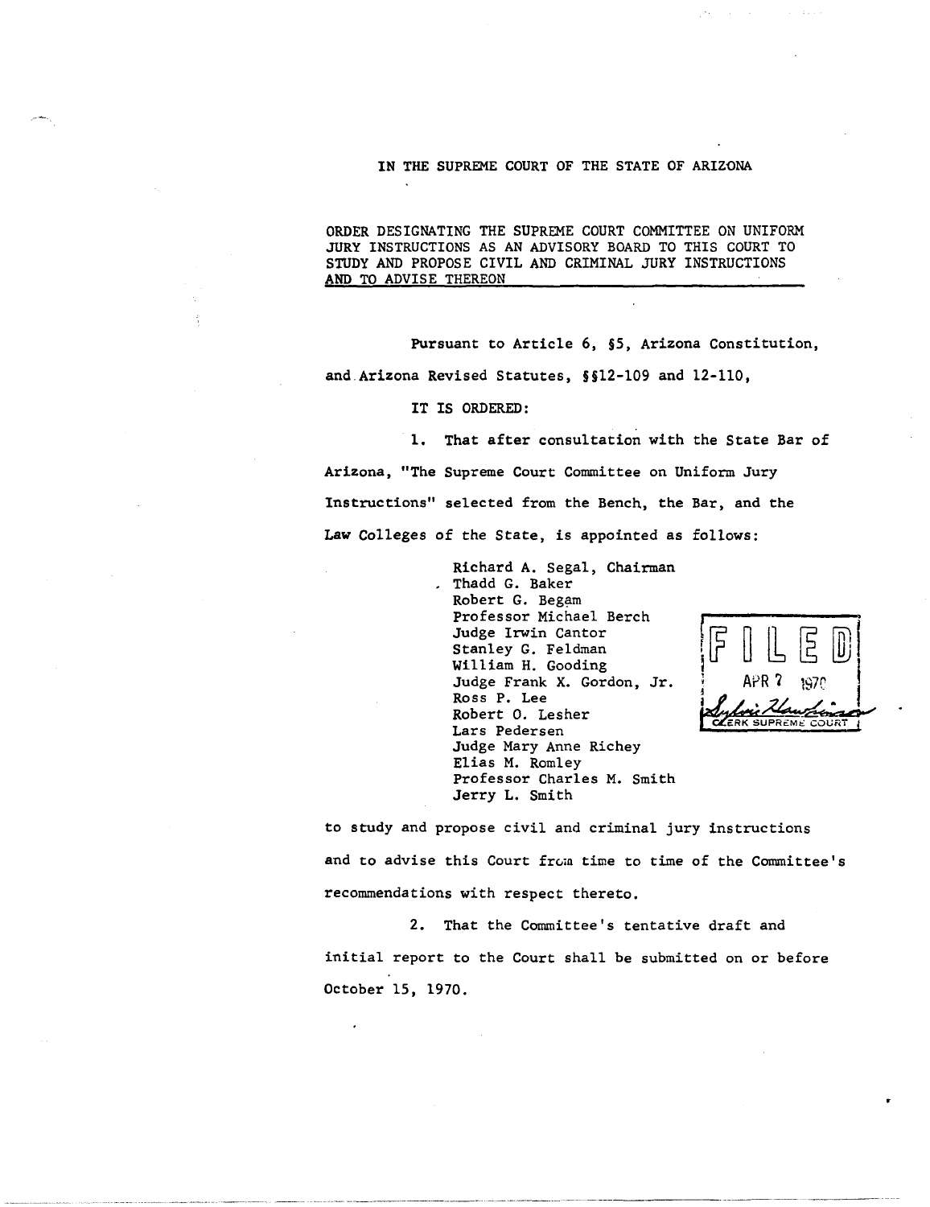IN THE SUPREME COURT OF THE STATE OF ARIZONA

ORDER DESIGNATING THE SUPREME COURT COMMITTEE ON UNIFORM JURY INSTRUCTIONS AS AN ADVISORY BOARD TO THIS COURT TO STUDY AND PROPOSE CIVIL AND CRIMINAL JURY INSTRUCTIONS AND TO ADVISE THEREON

FILED
APR 7 1970
CLERK SUPREME COURT

Pursuant to Article 6, §5, Arizona Constitution, and Arizona Revised Statutes, §§12-109 and 12-110,

IT IS ORDERED:

1. That after consultation with the State Bar of Arizona, "The Supreme Court Committee on Uniform Jury Instructions" selected from the Bench, the Bar, and the Law Colleges of the State, is appointed as follows:

Richard A. Segal, Chairman
Thadd G. Baker
Robert G. Begam
Professor Michael Berch
Judge Irwin Cantor
Stanley G. Feldman
William H. Gooding
Judge Frank X. Gordon, Jr.
Ross P. Lee
Robert O. Lesher
Lars Pedersen
Judge Mary Anne Richey
Elias M. Romley
Professor Charles M. Smith
Jerry L. Smith

to study and propose civil and criminal jury instructions and to advise this Court from time to time of the Committee's recommendations with respect thereto.

2. That the Committee's tentative draft and initial report to the Court shall be submitted on or before October 15, 1970.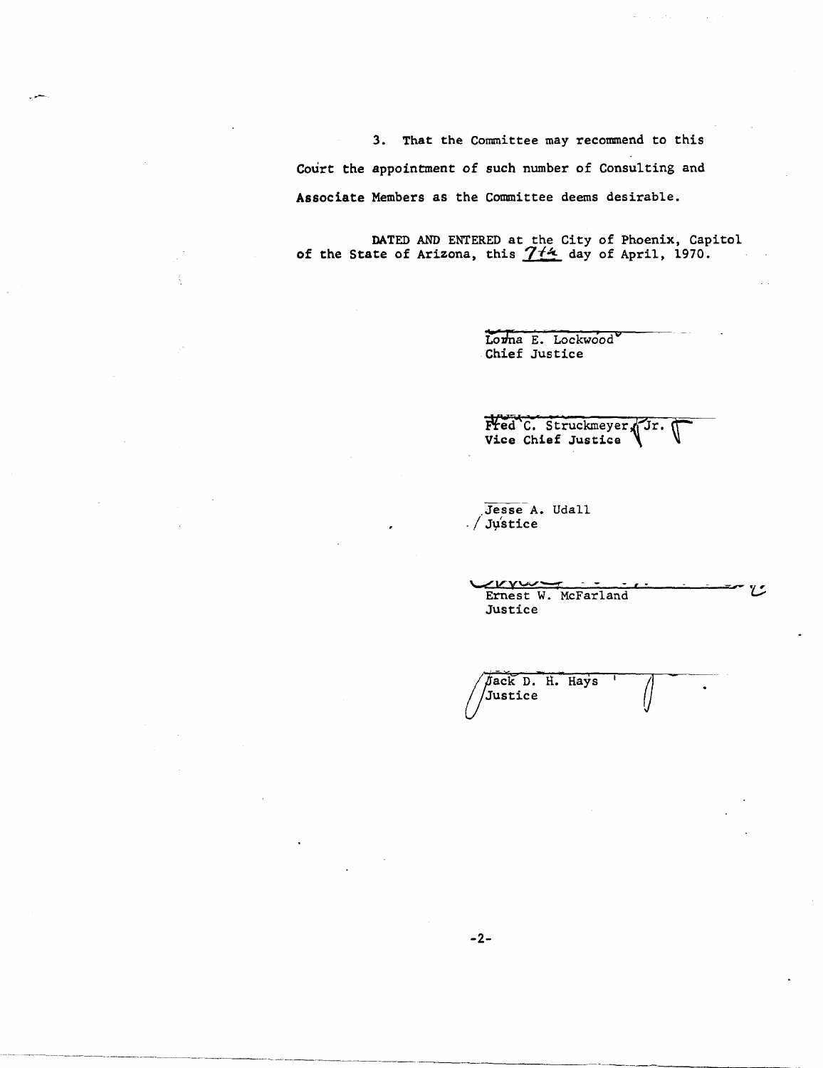3. That the Committee may recommend to this Court the appointment of such number of Consulting and Associate Members as the Committee deems desirable.

DATED AND ENTERED at the City of Phoenix, Capitol of the State of Arizona, this 7th day of April, 1970.

Lorna E. Lockwood
Chief Justice

Fred C. Struckmeyer, Jr.
Vice Chief Justice

Jesse A. Udall
Justice

Ernest W. McFarland
Justice

Jack D. H. Hays
Justice